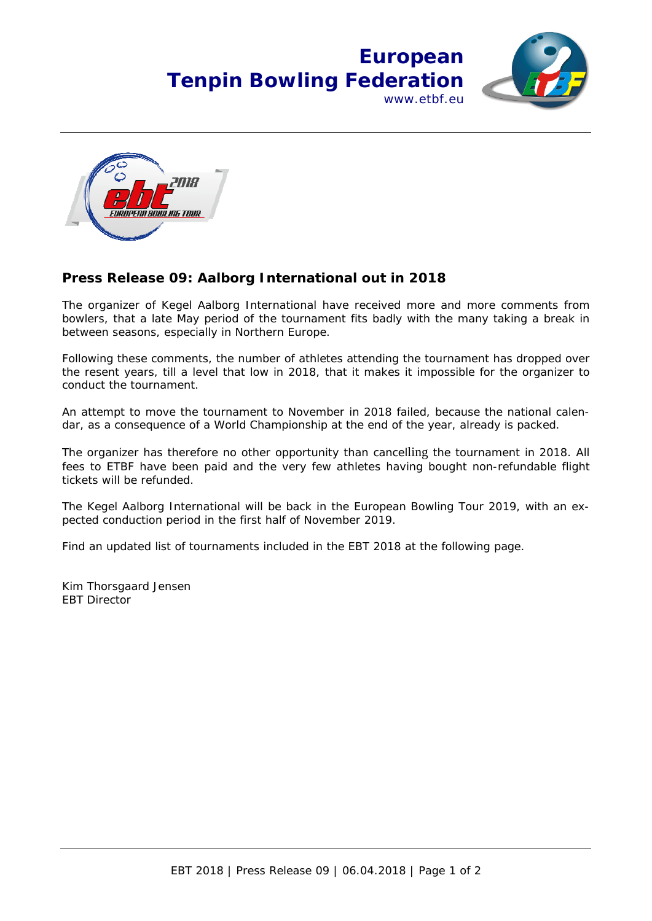**European Tenpin Bowling Federation**
www.etbf.eu

## Press Release 09: Aalborg International out in 2018

The organizer of Kegel Aalborg International have received more and more comments from bowlers, that a late May period of the tournament fits badly with the many taking a break in between seasons, especially in Northern Europe.

Following these comments, the number of athletes attending the tournament has dropped over the resent years, till a level that low in 2018, that it makes it impossible for the organizer to conduct the tournament.

An attempt to move the tournament to November in 2018 failed, because the national calendar, as a consequence of a World Championship at the end of the year, already is packed.

The organizer has therefore no other opportunity than cancelling the tournament in 2018. All fees to ETBF have been paid and the very few athletes having bought non-refundable flight tickets will be refunded.

The Kegel Aalborg International will be back in the European Bowling Tour 2019, with an expected conduction period in the first half of November 2019.

Find an updated list of tournaments included in the EBT 2018 at the following page.

Kim Thorsgaard Jensen
EBT Director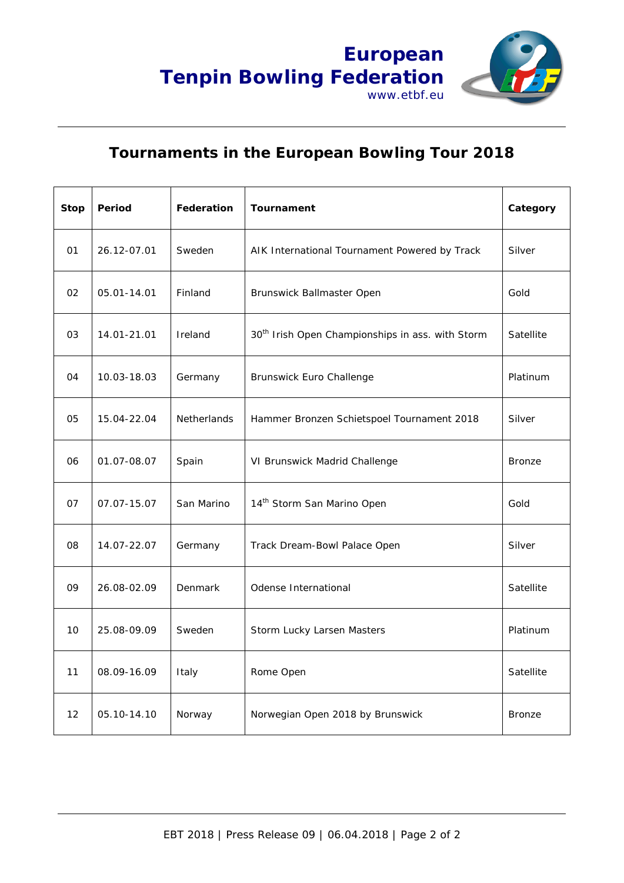European
Tenpin Bowling Federation
www.etbf.eu

## Tournaments in the European Bowling Tour 2018

| Stop | Period | Federation | Tournament | Category |
|---|---|---|---|---|
| 01 | 26.12-07.01 | Sweden | AIK International Tournament Powered by Track | Silver |
| 02 | 05.01-14.01 | Finland | Brunswick Ballmaster Open | Gold |
| 03 | 14.01-21.01 | Ireland | 30th Irish Open Championships in ass. with Storm | Satellite |
| 04 | 10.03-18.03 | Germany | Brunswick Euro Challenge | Platinum |
| 05 | 15.04-22.04 | Netherlands | Hammer Bronzen Schietspoel Tournament 2018 | Silver |
| 06 | 01.07-08.07 | Spain | VI Brunswick Madrid Challenge | Bronze |
| 07 | 07.07-15.07 | San Marino | 14th Storm San Marino Open | Gold |
| 08 | 14.07-22.07 | Germany | Track Dream-Bowl Palace Open | Silver |
| 09 | 26.08-02.09 | Denmark | Odense International | Satellite |
| 10 | 25.08-09.09 | Sweden | Storm Lucky Larsen Masters | Platinum |
| 11 | 08.09-16.09 | Italy | Rome Open | Satellite |
| 12 | 05.10-14.10 | Norway | Norwegian Open 2018 by Brunswick | Bronze |